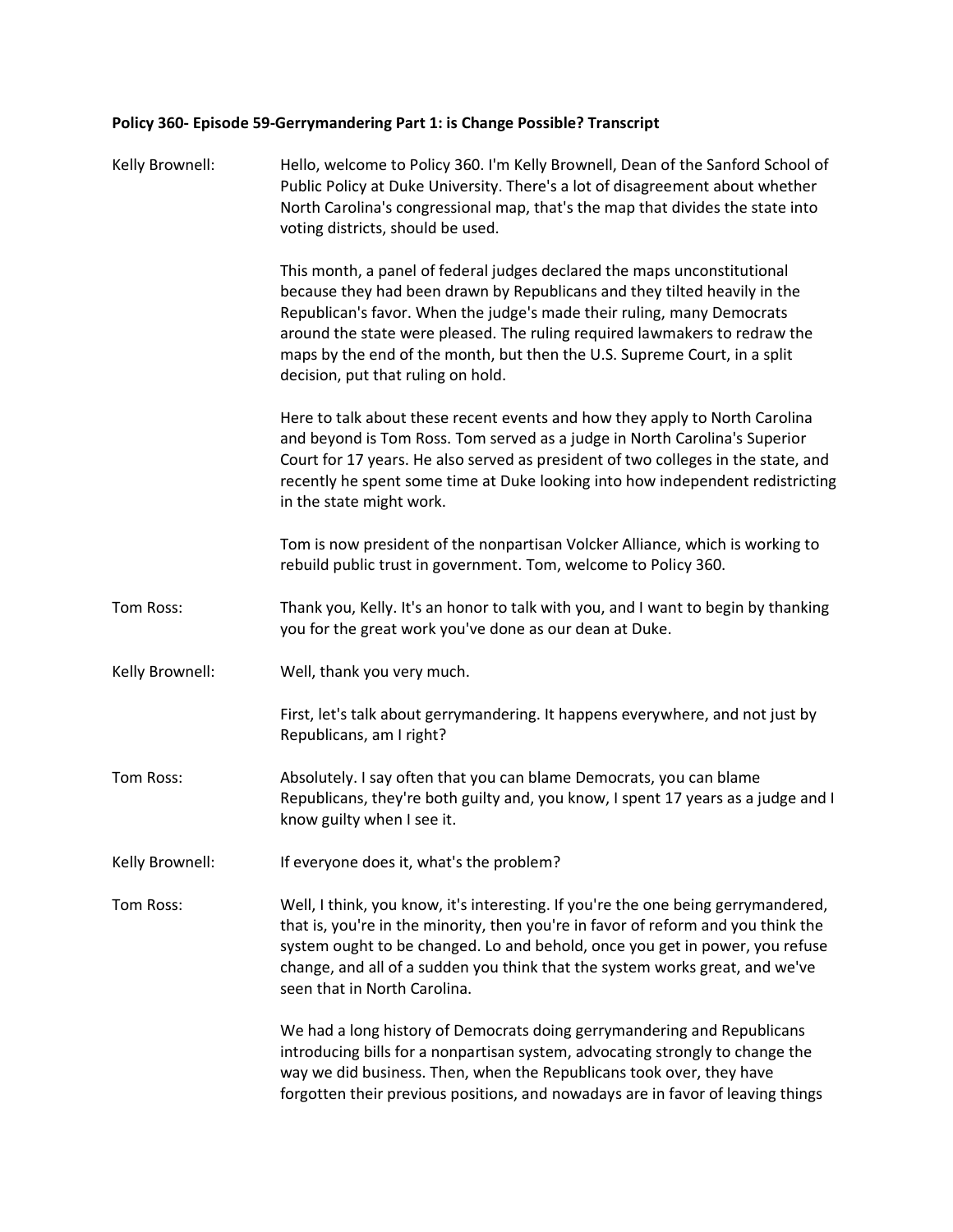**Policy 360- Episode 59-Gerrymandering Part 1: is Change Possible? Transcript**

Kelly Brownell: Hello, welcome to Policy 360. I'm Kelly Brownell, Dean of the Sanford School of Public Policy at Duke University. There's a lot of disagreement about whether North Carolina's congressional map, that's the map that divides the state into voting districts, should be used.

This month, a panel of federal judges declared the maps unconstitutional because they had been drawn by Republicans and they tilted heavily in the Republican's favor. When the judge's made their ruling, many Democrats around the state were pleased. The ruling required lawmakers to redraw the maps by the end of the month, but then the U.S. Supreme Court, in a split decision, put that ruling on hold.

Here to talk about these recent events and how they apply to North Carolina and beyond is Tom Ross. Tom served as a judge in North Carolina's Superior Court for 17 years. He also served as president of two colleges in the state, and recently he spent some time at Duke looking into how independent redistricting in the state might work.

Tom is now president of the nonpartisan Volcker Alliance, which is working to rebuild public trust in government. Tom, welcome to Policy 360.

Tom Ross: Thank you, Kelly. It's an honor to talk with you, and I want to begin by thanking you for the great work you've done as our dean at Duke.

Kelly Brownell: Well, thank you very much.

First, let's talk about gerrymandering. It happens everywhere, and not just by Republicans, am I right?

Tom Ross: Absolutely. I say often that you can blame Democrats, you can blame Republicans, they're both guilty and, you know, I spent 17 years as a judge and I know guilty when I see it.

Kelly Brownell: If everyone does it, what's the problem?

Tom Ross: Well, I think, you know, it's interesting. If you're the one being gerrymandered, that is, you're in the minority, then you're in favor of reform and you think the system ought to be changed. Lo and behold, once you get in power, you refuse change, and all of a sudden you think that the system works great, and we've seen that in North Carolina.

We had a long history of Democrats doing gerrymandering and Republicans introducing bills for a nonpartisan system, advocating strongly to change the way we did business. Then, when the Republicans took over, they have forgotten their previous positions, and nowadays are in favor of leaving things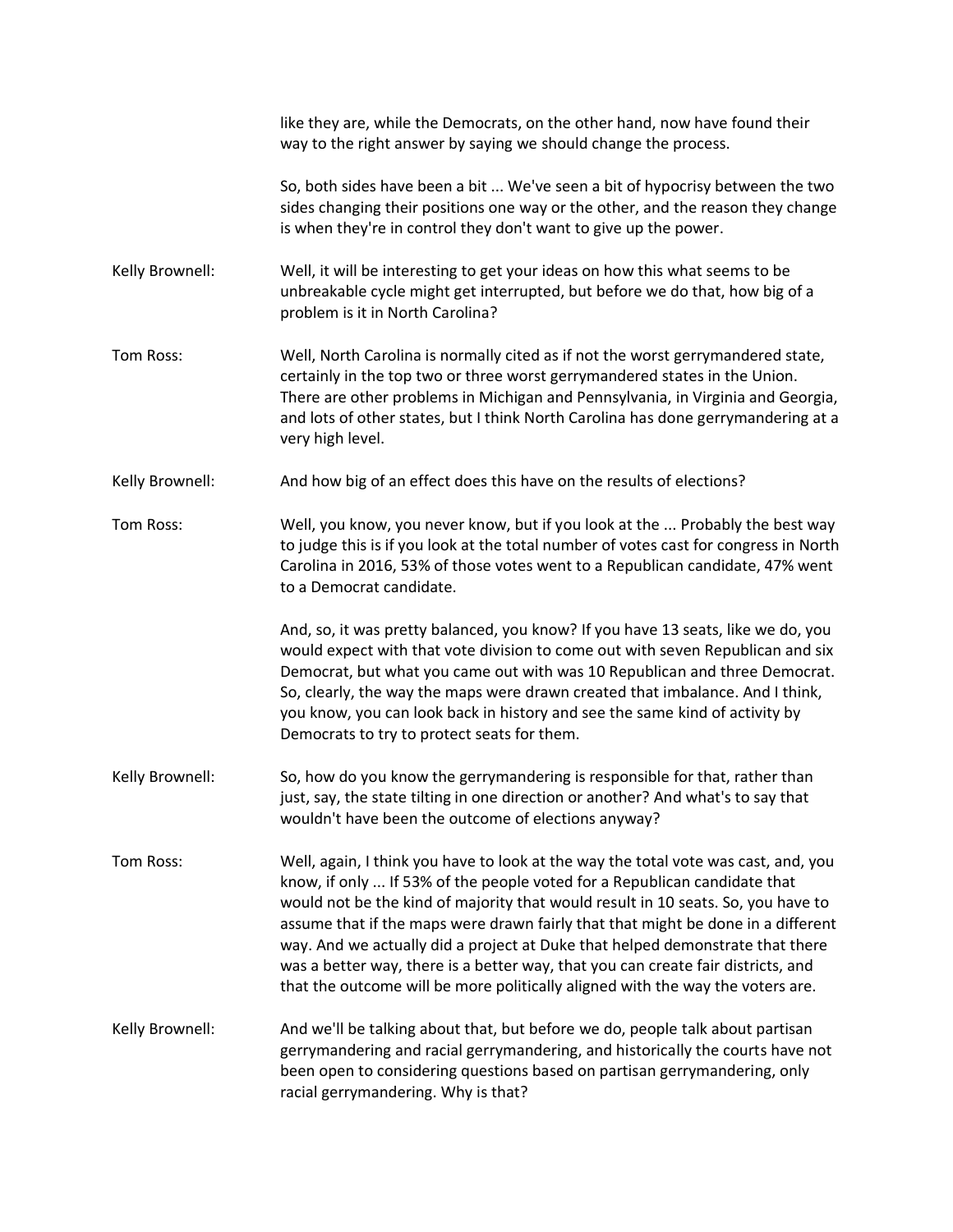like they are, while the Democrats, on the other hand, now have found their way to the right answer by saying we should change the process.

So, both sides have been a bit ... We've seen a bit of hypocrisy between the two sides changing their positions one way or the other, and the reason they change is when they're in control they don't want to give up the power.

**Kelly Brownell:** Well, it will be interesting to get your ideas on how this what seems to be unbreakable cycle might get interrupted, but before we do that, how big of a problem is it in North Carolina?

**Tom Ross:** Well, North Carolina is normally cited as if not the worst gerrymandered state, certainly in the top two or three worst gerrymandered states in the Union. There are other problems in Michigan and Pennsylvania, in Virginia and Georgia, and lots of other states, but I think North Carolina has done gerrymandering at a very high level.

**Kelly Brownell:** And how big of an effect does this have on the results of elections?

**Tom Ross:** Well, you know, you never know, but if you look at the ... Probably the best way to judge this is if you look at the total number of votes cast for congress in North Carolina in 2016, 53% of those votes went to a Republican candidate, 47% went to a Democrat candidate.

And, so, it was pretty balanced, you know? If you have 13 seats, like we do, you would expect with that vote division to come out with seven Republican and six Democrat, but what you came out with was 10 Republican and three Democrat. So, clearly, the way the maps were drawn created that imbalance. And I think, you know, you can look back in history and see the same kind of activity by Democrats to try to protect seats for them.

**Kelly Brownell:** So, how do you know the gerrymandering is responsible for that, rather than just, say, the state tilting in one direction or another? And what's to say that wouldn't have been the outcome of elections anyway?

**Tom Ross:** Well, again, I think you have to look at the way the total vote was cast, and, you know, if only ... If 53% of the people voted for a Republican candidate that would not be the kind of majority that would result in 10 seats. So, you have to assume that if the maps were drawn fairly that that might be done in a different way. And we actually did a project at Duke that helped demonstrate that there was a better way, there is a better way, that you can create fair districts, and that the outcome will be more politically aligned with the way the voters are.

**Kelly Brownell:** And we'll be talking about that, but before we do, people talk about partisan gerrymandering and racial gerrymandering, and historically the courts have not been open to considering questions based on partisan gerrymandering, only racial gerrymandering. Why is that?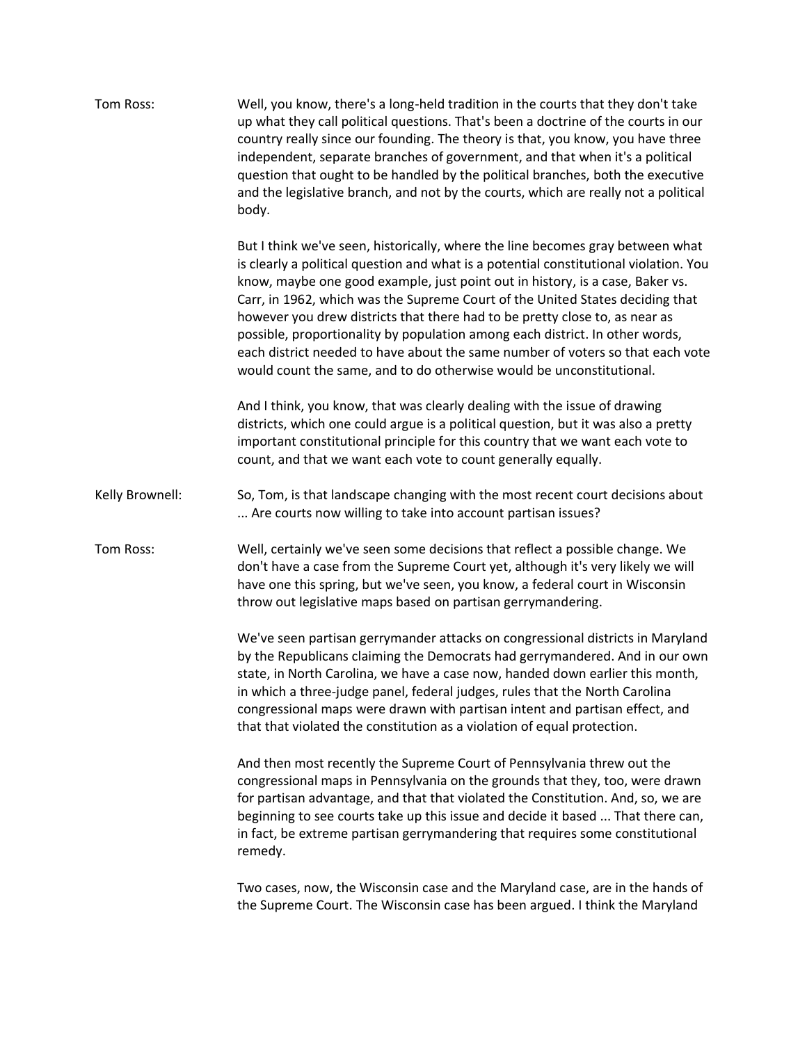Tom Ross: Well, you know, there's a long-held tradition in the courts that they don't take up what they call political questions. That's been a doctrine of the courts in our country really since our founding. The theory is that, you know, you have three independent, separate branches of government, and that when it's a political question that ought to be handled by the political branches, both the executive and the legislative branch, and not by the courts, which are really not a political body.

But I think we've seen, historically, where the line becomes gray between what is clearly a political question and what is a potential constitutional violation. You know, maybe one good example, just point out in history, is a case, Baker vs. Carr, in 1962, which was the Supreme Court of the United States deciding that however you drew districts that there had to be pretty close to, as near as possible, proportionality by population among each district. In other words, each district needed to have about the same number of voters so that each vote would count the same, and to do otherwise would be unconstitutional.

And I think, you know, that was clearly dealing with the issue of drawing districts, which one could argue is a political question, but it was also a pretty important constitutional principle for this country that we want each vote to count, and that we want each vote to count generally equally.

Kelly Brownell: So, Tom, is that landscape changing with the most recent court decisions about ... Are courts now willing to take into account partisan issues?

Tom Ross: Well, certainly we've seen some decisions that reflect a possible change. We don't have a case from the Supreme Court yet, although it's very likely we will have one this spring, but we've seen, you know, a federal court in Wisconsin throw out legislative maps based on partisan gerrymandering.

We've seen partisan gerrymander attacks on congressional districts in Maryland by the Republicans claiming the Democrats had gerrymandered. And in our own state, in North Carolina, we have a case now, handed down earlier this month, in which a three-judge panel, federal judges, rules that the North Carolina congressional maps were drawn with partisan intent and partisan effect, and that that violated the constitution as a violation of equal protection.

And then most recently the Supreme Court of Pennsylvania threw out the congressional maps in Pennsylvania on the grounds that they, too, were drawn for partisan advantage, and that that violated the Constitution. And, so, we are beginning to see courts take up this issue and decide it based ... That there can, in fact, be extreme partisan gerrymandering that requires some constitutional remedy.

Two cases, now, the Wisconsin case and the Maryland case, are in the hands of the Supreme Court. The Wisconsin case has been argued. I think the Maryland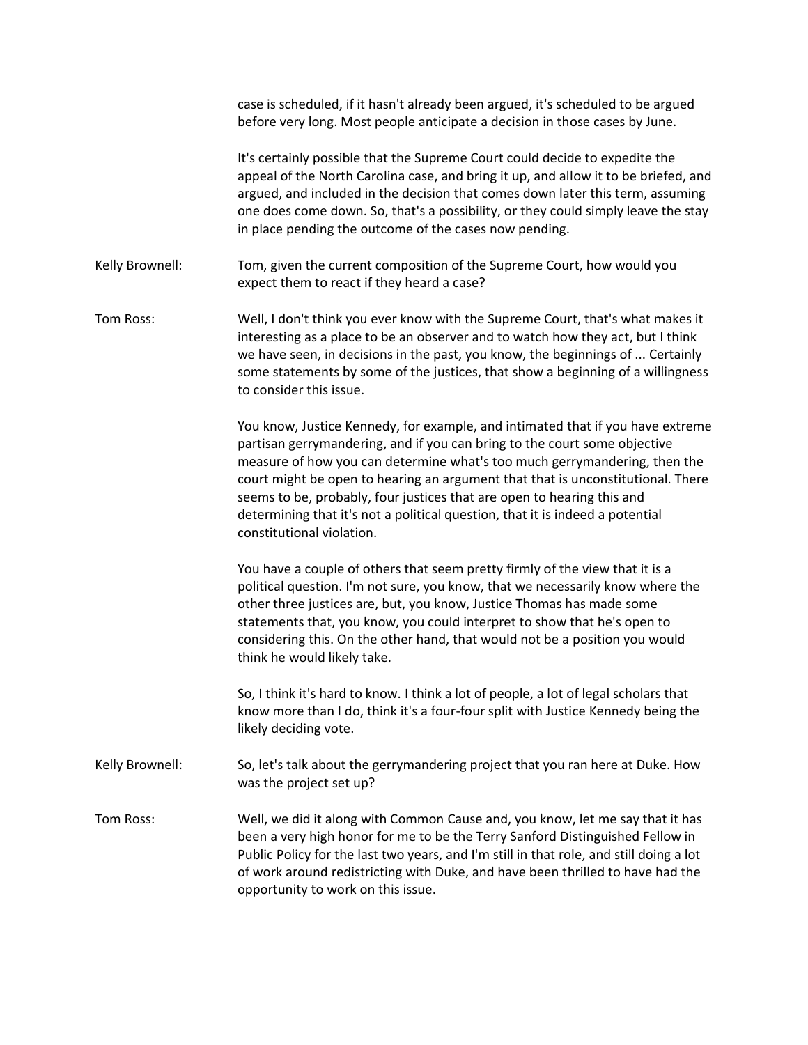case is scheduled, if it hasn't already been argued, it's scheduled to be argued before very long. Most people anticipate a decision in those cases by June.

It's certainly possible that the Supreme Court could decide to expedite the appeal of the North Carolina case, and bring it up, and allow it to be briefed, and argued, and included in the decision that comes down later this term, assuming one does come down. So, that's a possibility, or they could simply leave the stay in place pending the outcome of the cases now pending.

**Kelly Brownell:** Tom, given the current composition of the Supreme Court, how would you expect them to react if they heard a case?

**Tom Ross:** Well, I don't think you ever know with the Supreme Court, that's what makes it interesting as a place to be an observer and to watch how they act, but I think we have seen, in decisions in the past, you know, the beginnings of ... Certainly some statements by some of the justices, that show a beginning of a willingness to consider this issue.

You know, Justice Kennedy, for example, and intimated that if you have extreme partisan gerrymandering, and if you can bring to the court some objective measure of how you can determine what's too much gerrymandering, then the court might be open to hearing an argument that that is unconstitutional. There seems to be, probably, four justices that are open to hearing this and determining that it's not a political question, that it is indeed a potential constitutional violation.

You have a couple of others that seem pretty firmly of the view that it is a political question. I'm not sure, you know, that we necessarily know where the other three justices are, but, you know, Justice Thomas has made some statements that, you know, you could interpret to show that he's open to considering this. On the other hand, that would not be a position you would think he would likely take.

So, I think it's hard to know. I think a lot of people, a lot of legal scholars that know more than I do, think it's a four-four split with Justice Kennedy being the likely deciding vote.

**Kelly Brownell:** So, let's talk about the gerrymandering project that you ran here at Duke. How was the project set up?

**Tom Ross:** Well, we did it along with Common Cause and, you know, let me say that it has been a very high honor for me to be the Terry Sanford Distinguished Fellow in Public Policy for the last two years, and I'm still in that role, and still doing a lot of work around redistricting with Duke, and have been thrilled to have had the opportunity to work on this issue.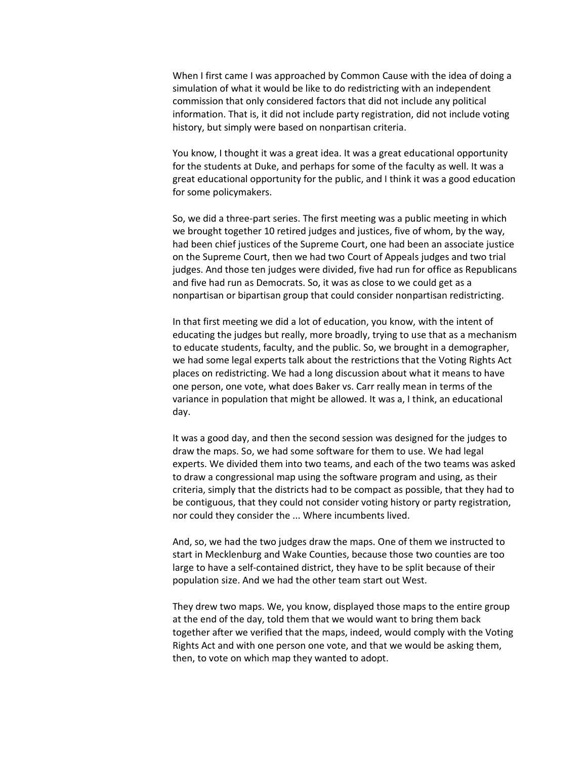When I first came I was approached by Common Cause with the idea of doing a simulation of what it would be like to do redistricting with an independent commission that only considered factors that did not include any political information. That is, it did not include party registration, did not include voting history, but simply were based on nonpartisan criteria.

You know, I thought it was a great idea. It was a great educational opportunity for the students at Duke, and perhaps for some of the faculty as well. It was a great educational opportunity for the public, and I think it was a good education for some policymakers.

So, we did a three-part series. The first meeting was a public meeting in which we brought together 10 retired judges and justices, five of whom, by the way, had been chief justices of the Supreme Court, one had been an associate justice on the Supreme Court, then we had two Court of Appeals judges and two trial judges. And those ten judges were divided, five had run for office as Republicans and five had run as Democrats. So, it was as close to we could get as a nonpartisan or bipartisan group that could consider nonpartisan redistricting.

In that first meeting we did a lot of education, you know, with the intent of educating the judges but really, more broadly, trying to use that as a mechanism to educate students, faculty, and the public. So, we brought in a demographer, we had some legal experts talk about the restrictions that the Voting Rights Act places on redistricting. We had a long discussion about what it means to have one person, one vote, what does Baker vs. Carr really mean in terms of the variance in population that might be allowed. It was a, I think, an educational day.

It was a good day, and then the second session was designed for the judges to draw the maps. So, we had some software for them to use. We had legal experts. We divided them into two teams, and each of the two teams was asked to draw a congressional map using the software program and using, as their criteria, simply that the districts had to be compact as possible, that they had to be contiguous, that they could not consider voting history or party registration, nor could they consider the ... Where incumbents lived.

And, so, we had the two judges draw the maps. One of them we instructed to start in Mecklenburg and Wake Counties, because those two counties are too large to have a self-contained district, they have to be split because of their population size. And we had the other team start out West.

They drew two maps. We, you know, displayed those maps to the entire group at the end of the day, told them that we would want to bring them back together after we verified that the maps, indeed, would comply with the Voting Rights Act and with one person one vote, and that we would be asking them, then, to vote on which map they wanted to adopt.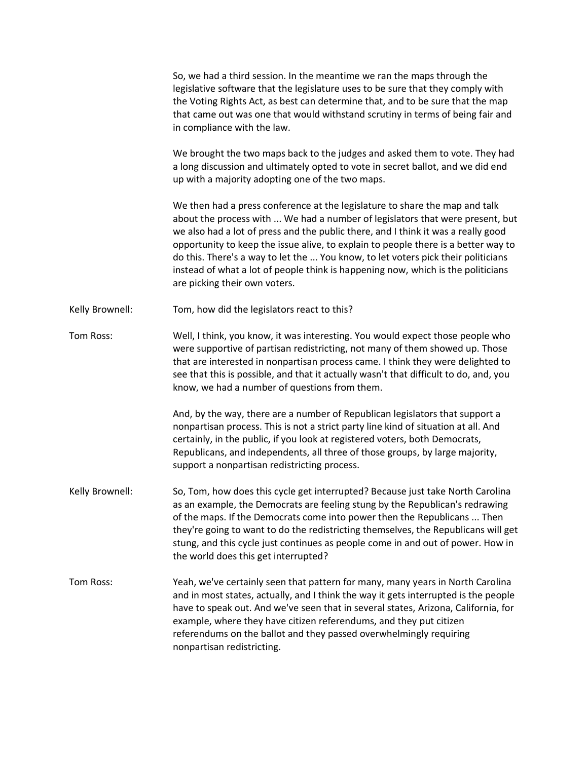So, we had a third session. In the meantime we ran the maps through the legislative software that the legislature uses to be sure that they comply with the Voting Rights Act, as best can determine that, and to be sure that the map that came out was one that would withstand scrutiny in terms of being fair and in compliance with the law.

We brought the two maps back to the judges and asked them to vote. They had a long discussion and ultimately opted to vote in secret ballot, and we did end up with a majority adopting one of the two maps.

We then had a press conference at the legislature to share the map and talk about the process with ... We had a number of legislators that were present, but we also had a lot of press and the public there, and I think it was a really good opportunity to keep the issue alive, to explain to people there is a better way to do this. There's a way to let the ... You know, to let voters pick their politicians instead of what a lot of people think is happening now, which is the politicians are picking their own voters.

**Kelly Brownell:** Tom, how did the legislators react to this?

**Tom Ross:** Well, I think, you know, it was interesting. You would expect those people who were supportive of partisan redistricting, not many of them showed up. Those that are interested in nonpartisan process came. I think they were delighted to see that this is possible, and that it actually wasn't that difficult to do, and, you know, we had a number of questions from them.

And, by the way, there are a number of Republican legislators that support a nonpartisan process. This is not a strict party line kind of situation at all. And certainly, in the public, if you look at registered voters, both Democrats, Republicans, and independents, all three of those groups, by large majority, support a nonpartisan redistricting process.

**Kelly Brownell:** So, Tom, how does this cycle get interrupted? Because just take North Carolina as an example, the Democrats are feeling stung by the Republican's redrawing of the maps. If the Democrats come into power then the Republicans ... Then they're going to want to do the redistricting themselves, the Republicans will get stung, and this cycle just continues as people come in and out of power. How in the world does this get interrupted?

**Tom Ross:** Yeah, we've certainly seen that pattern for many, many years in North Carolina and in most states, actually, and I think the way it gets interrupted is the people have to speak out. And we've seen that in several states, Arizona, California, for example, where they have citizen referendums, and they put citizen referendums on the ballot and they passed overwhelmingly requiring nonpartisan redistricting.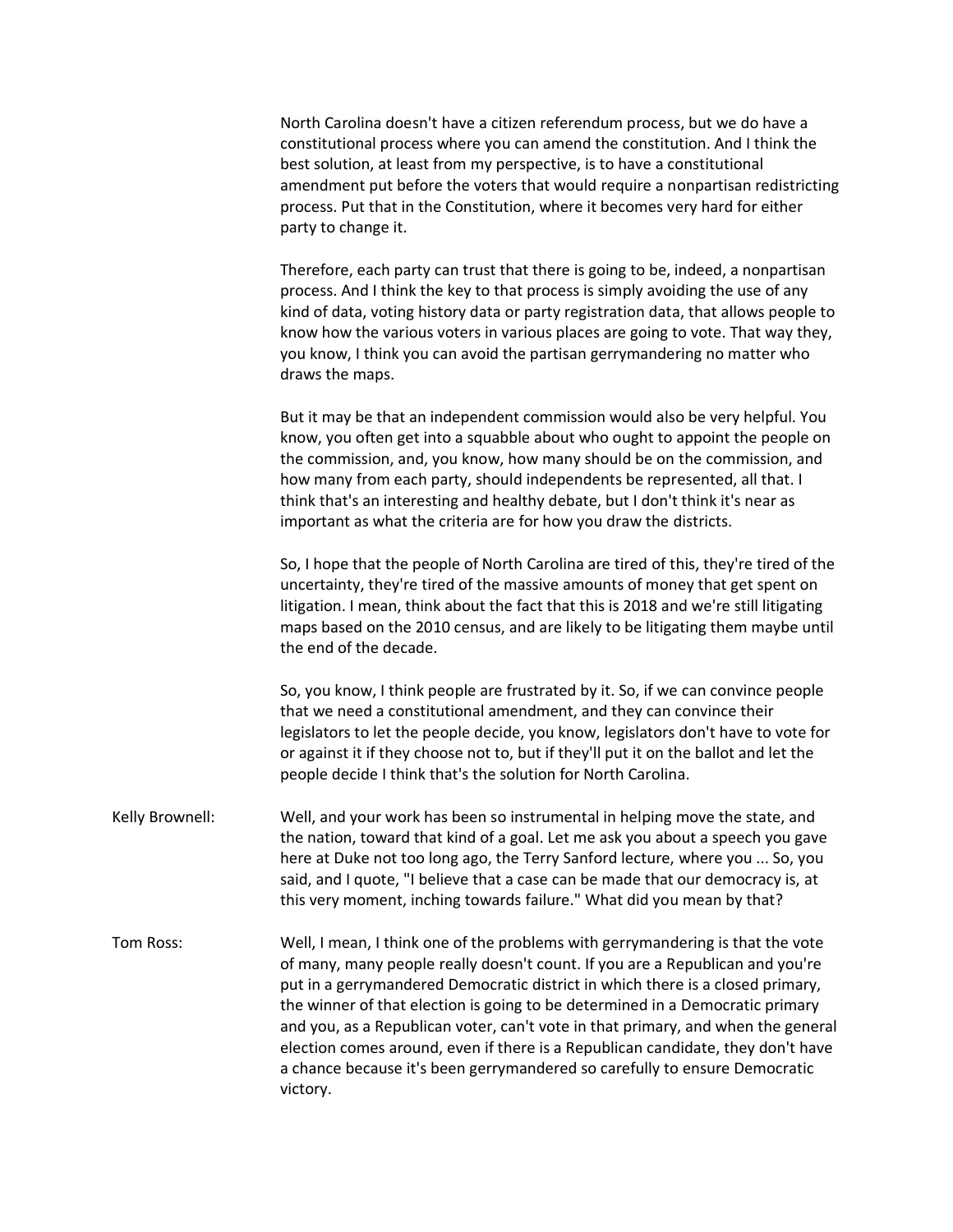North Carolina doesn't have a citizen referendum process, but we do have a constitutional process where you can amend the constitution. And I think the best solution, at least from my perspective, is to have a constitutional amendment put before the voters that would require a nonpartisan redistricting process. Put that in the Constitution, where it becomes very hard for either party to change it.

Therefore, each party can trust that there is going to be, indeed, a nonpartisan process. And I think the key to that process is simply avoiding the use of any kind of data, voting history data or party registration data, that allows people to know how the various voters in various places are going to vote. That way they, you know, I think you can avoid the partisan gerrymandering no matter who draws the maps.

But it may be that an independent commission would also be very helpful. You know, you often get into a squabble about who ought to appoint the people on the commission, and, you know, how many should be on the commission, and how many from each party, should independents be represented, all that. I think that's an interesting and healthy debate, but I don't think it's near as important as what the criteria are for how you draw the districts.

So, I hope that the people of North Carolina are tired of this, they're tired of the uncertainty, they're tired of the massive amounts of money that get spent on litigation. I mean, think about the fact that this is 2018 and we're still litigating maps based on the 2010 census, and are likely to be litigating them maybe until the end of the decade.

So, you know, I think people are frustrated by it. So, if we can convince people that we need a constitutional amendment, and they can convince their legislators to let the people decide, you know, legislators don't have to vote for or against it if they choose not to, but if they'll put it on the ballot and let the people decide I think that's the solution for North Carolina.

Kelly Brownell: Well, and your work has been so instrumental in helping move the state, and the nation, toward that kind of a goal. Let me ask you about a speech you gave here at Duke not too long ago, the Terry Sanford lecture, where you ... So, you said, and I quote, "I believe that a case can be made that our democracy is, at this very moment, inching towards failure." What did you mean by that?

Tom Ross: Well, I mean, I think one of the problems with gerrymandering is that the vote of many, many people really doesn't count. If you are a Republican and you're put in a gerrymandered Democratic district in which there is a closed primary, the winner of that election is going to be determined in a Democratic primary and you, as a Republican voter, can't vote in that primary, and when the general election comes around, even if there is a Republican candidate, they don't have a chance because it's been gerrymandered so carefully to ensure Democratic victory.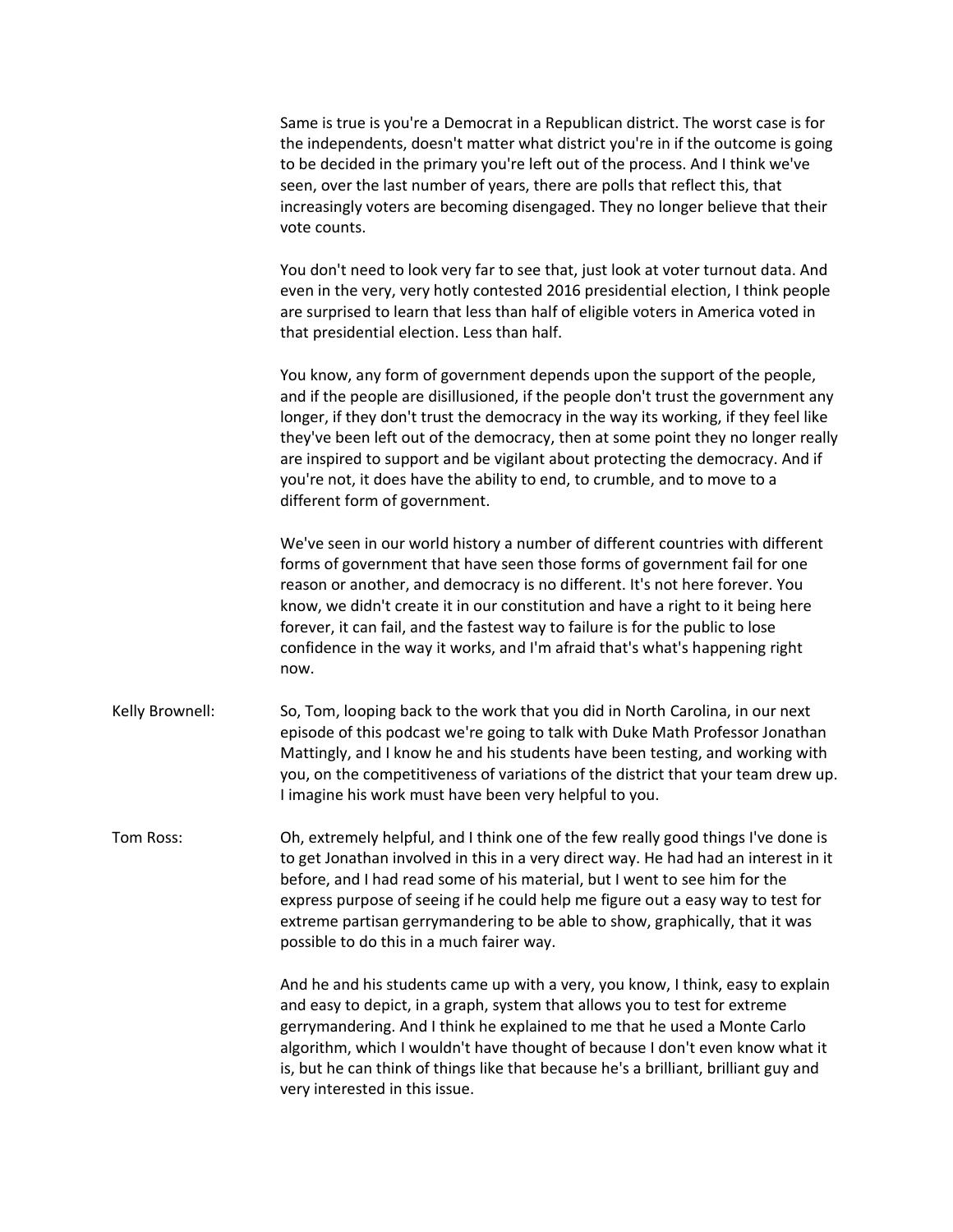Same is true is you're a Democrat in a Republican district. The worst case is for the independents, doesn't matter what district you're in if the outcome is going to be decided in the primary you're left out of the process. And I think we've seen, over the last number of years, there are polls that reflect this, that increasingly voters are becoming disengaged. They no longer believe that their vote counts.

You don't need to look very far to see that, just look at voter turnout data. And even in the very, very hotly contested 2016 presidential election, I think people are surprised to learn that less than half of eligible voters in America voted in that presidential election. Less than half.

You know, any form of government depends upon the support of the people, and if the people are disillusioned, if the people don't trust the government any longer, if they don't trust the democracy in the way its working, if they feel like they've been left out of the democracy, then at some point they no longer really are inspired to support and be vigilant about protecting the democracy. And if you're not, it does have the ability to end, to crumble, and to move to a different form of government.

We've seen in our world history a number of different countries with different forms of government that have seen those forms of government fail for one reason or another, and democracy is no different. It's not here forever. You know, we didn't create it in our constitution and have a right to it being here forever, it can fail, and the fastest way to failure is for the public to lose confidence in the way it works, and I'm afraid that's what's happening right now.

**Kelly Brownell:** So, Tom, looping back to the work that you did in North Carolina, in our next episode of this podcast we're going to talk with Duke Math Professor Jonathan Mattingly, and I know he and his students have been testing, and working with you, on the competitiveness of variations of the district that your team drew up. I imagine his work must have been very helpful to you.

**Tom Ross:** Oh, extremely helpful, and I think one of the few really good things I've done is to get Jonathan involved in this in a very direct way. He had had an interest in it before, and I had read some of his material, but I went to see him for the express purpose of seeing if he could help me figure out a easy way to test for extreme partisan gerrymandering to be able to show, graphically, that it was possible to do this in a much fairer way.

And he and his students came up with a very, you know, I think, easy to explain and easy to depict, in a graph, system that allows you to test for extreme gerrymandering. And I think he explained to me that he used a Monte Carlo algorithm, which I wouldn't have thought of because I don't even know what it is, but he can think of things like that because he's a brilliant, brilliant guy and very interested in this issue.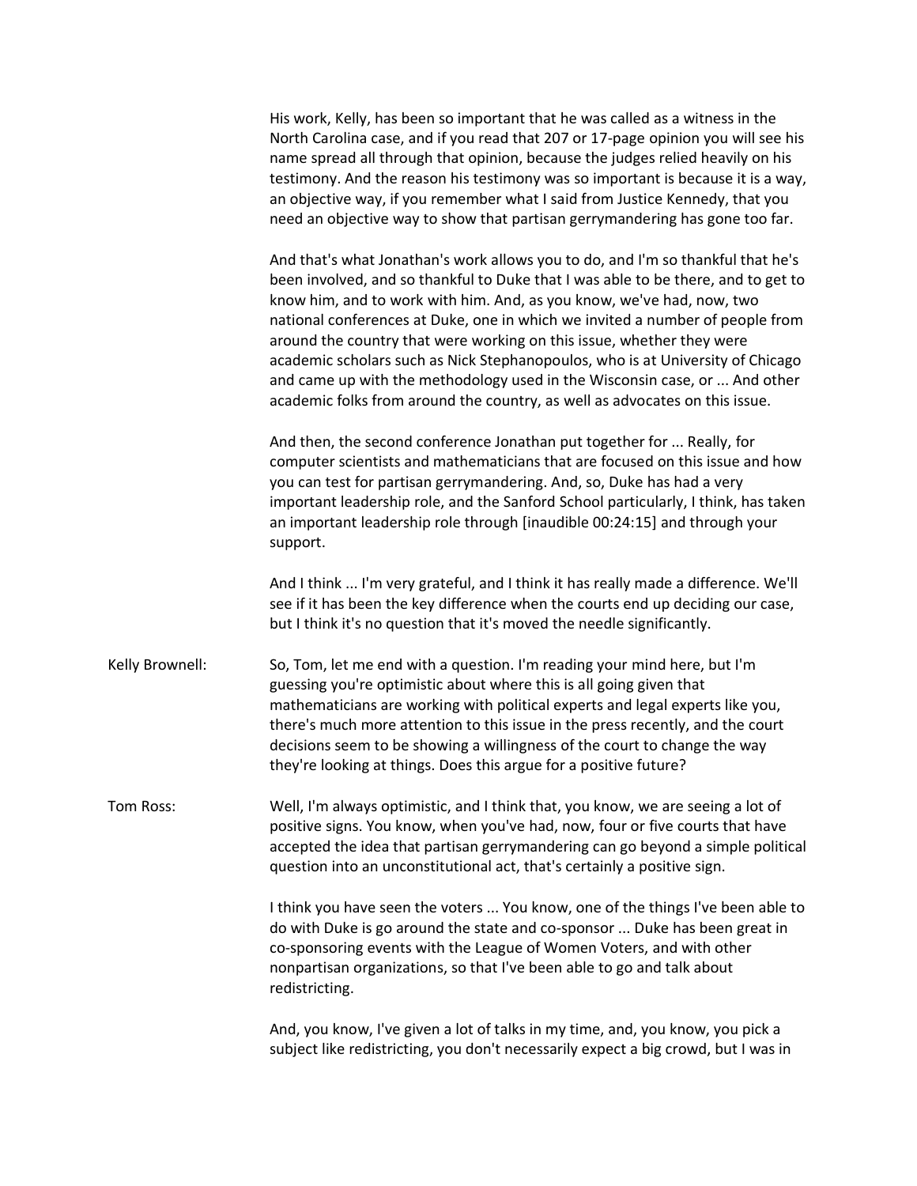His work, Kelly, has been so important that he was called as a witness in the North Carolina case, and if you read that 207 or 17-page opinion you will see his name spread all through that opinion, because the judges relied heavily on his testimony. And the reason his testimony was so important is because it is a way, an objective way, if you remember what I said from Justice Kennedy, that you need an objective way to show that partisan gerrymandering has gone too far.

And that's what Jonathan's work allows you to do, and I'm so thankful that he's been involved, and so thankful to Duke that I was able to be there, and to get to know him, and to work with him. And, as you know, we've had, now, two national conferences at Duke, one in which we invited a number of people from around the country that were working on this issue, whether they were academic scholars such as Nick Stephanopoulos, who is at University of Chicago and came up with the methodology used in the Wisconsin case, or ... And other academic folks from around the country, as well as advocates on this issue.

And then, the second conference Jonathan put together for ... Really, for computer scientists and mathematicians that are focused on this issue and how you can test for partisan gerrymandering. And, so, Duke has had a very important leadership role, and the Sanford School particularly, I think, has taken an important leadership role through [inaudible 00:24:15] and through your support.

And I think ... I'm very grateful, and I think it has really made a difference. We'll see if it has been the key difference when the courts end up deciding our case, but I think it's no question that it's moved the needle significantly.

**Kelly Brownell:** So, Tom, let me end with a question. I'm reading your mind here, but I'm guessing you're optimistic about where this is all going given that mathematicians are working with political experts and legal experts like you, there's much more attention to this issue in the press recently, and the court decisions seem to be showing a willingness of the court to change the way they're looking at things. Does this argue for a positive future?

**Tom Ross:** Well, I'm always optimistic, and I think that, you know, we are seeing a lot of positive signs. You know, when you've had, now, four or five courts that have accepted the idea that partisan gerrymandering can go beyond a simple political question into an unconstitutional act, that's certainly a positive sign.

I think you have seen the voters ... You know, one of the things I've been able to do with Duke is go around the state and co-sponsor ... Duke has been great in co-sponsoring events with the League of Women Voters, and with other nonpartisan organizations, so that I've been able to go and talk about redistricting.

And, you know, I've given a lot of talks in my time, and, you know, you pick a subject like redistricting, you don't necessarily expect a big crowd, but I was in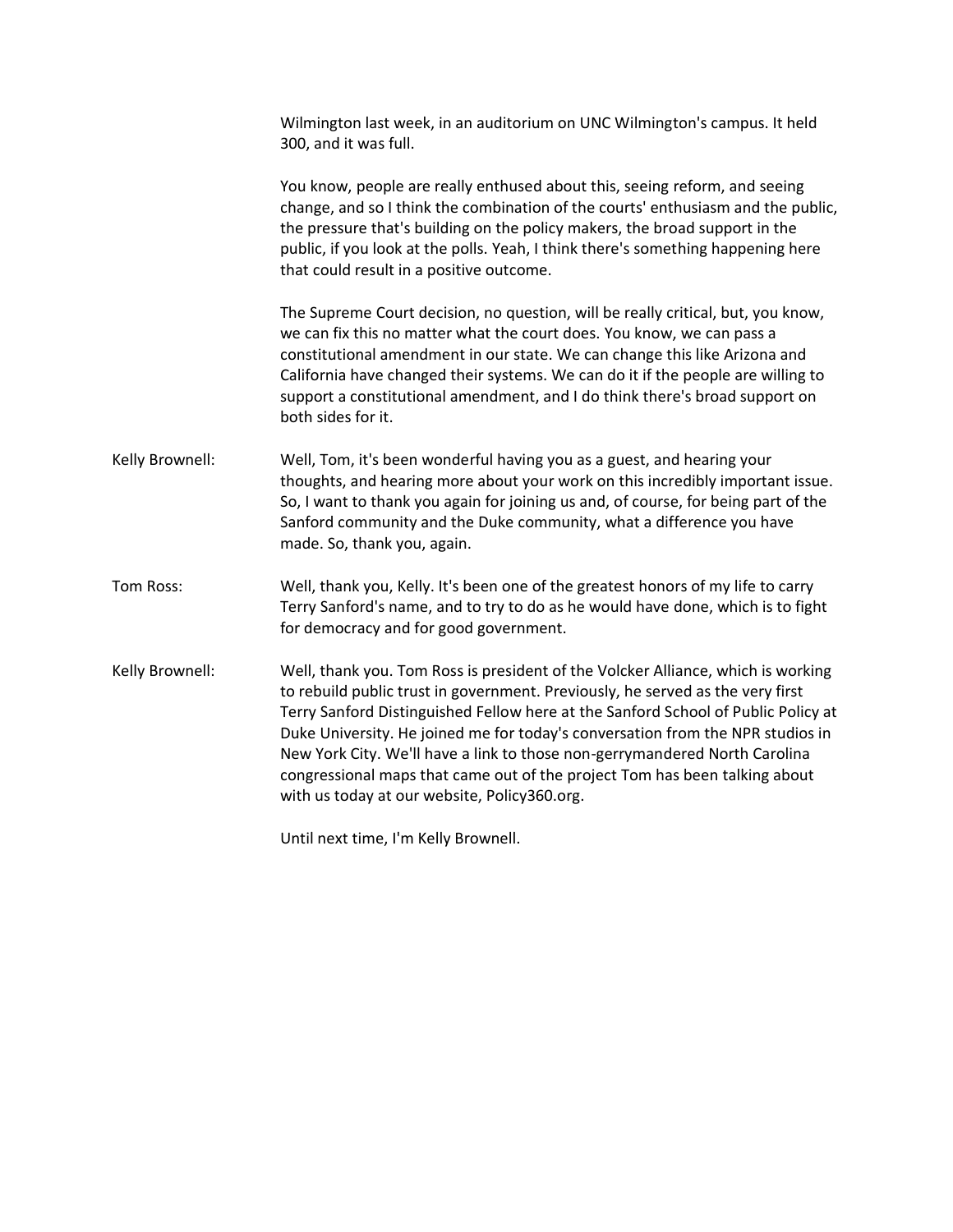Wilmington last week, in an auditorium on UNC Wilmington's campus. It held 300, and it was full.

You know, people are really enthused about this, seeing reform, and seeing change, and so I think the combination of the courts' enthusiasm and the public, the pressure that's building on the policy makers, the broad support in the public, if you look at the polls. Yeah, I think there's something happening here that could result in a positive outcome.

The Supreme Court decision, no question, will be really critical, but, you know, we can fix this no matter what the court does. You know, we can pass a constitutional amendment in our state. We can change this like Arizona and California have changed their systems. We can do it if the people are willing to support a constitutional amendment, and I do think there's broad support on both sides for it.

Kelly Brownell: Well, Tom, it's been wonderful having you as a guest, and hearing your thoughts, and hearing more about your work on this incredibly important issue. So, I want to thank you again for joining us and, of course, for being part of the Sanford community and the Duke community, what a difference you have made. So, thank you, again.

Tom Ross: Well, thank you, Kelly. It's been one of the greatest honors of my life to carry Terry Sanford's name, and to try to do as he would have done, which is to fight for democracy and for good government.

Kelly Brownell: Well, thank you. Tom Ross is president of the Volcker Alliance, which is working to rebuild public trust in government. Previously, he served as the very first Terry Sanford Distinguished Fellow here at the Sanford School of Public Policy at Duke University. He joined me for today's conversation from the NPR studios in New York City. We'll have a link to those non-gerrymandered North Carolina congressional maps that came out of the project Tom has been talking about with us today at our website, Policy360.org.

Until next time, I'm Kelly Brownell.